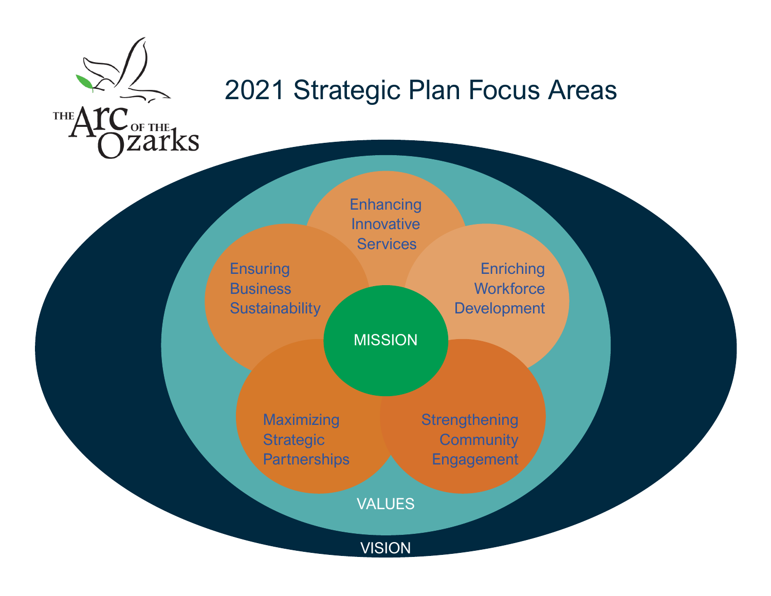THE Arc OF THE Ozarks

# 2021 Strategic Plan Focus Areas

Enhancing Innovative Services

Ensuring Business Sustainability

Enriching Workforce Development

MISSION

Maximizing Strategic Partnerships

Strengthening Community Engagement

VALUES

VISION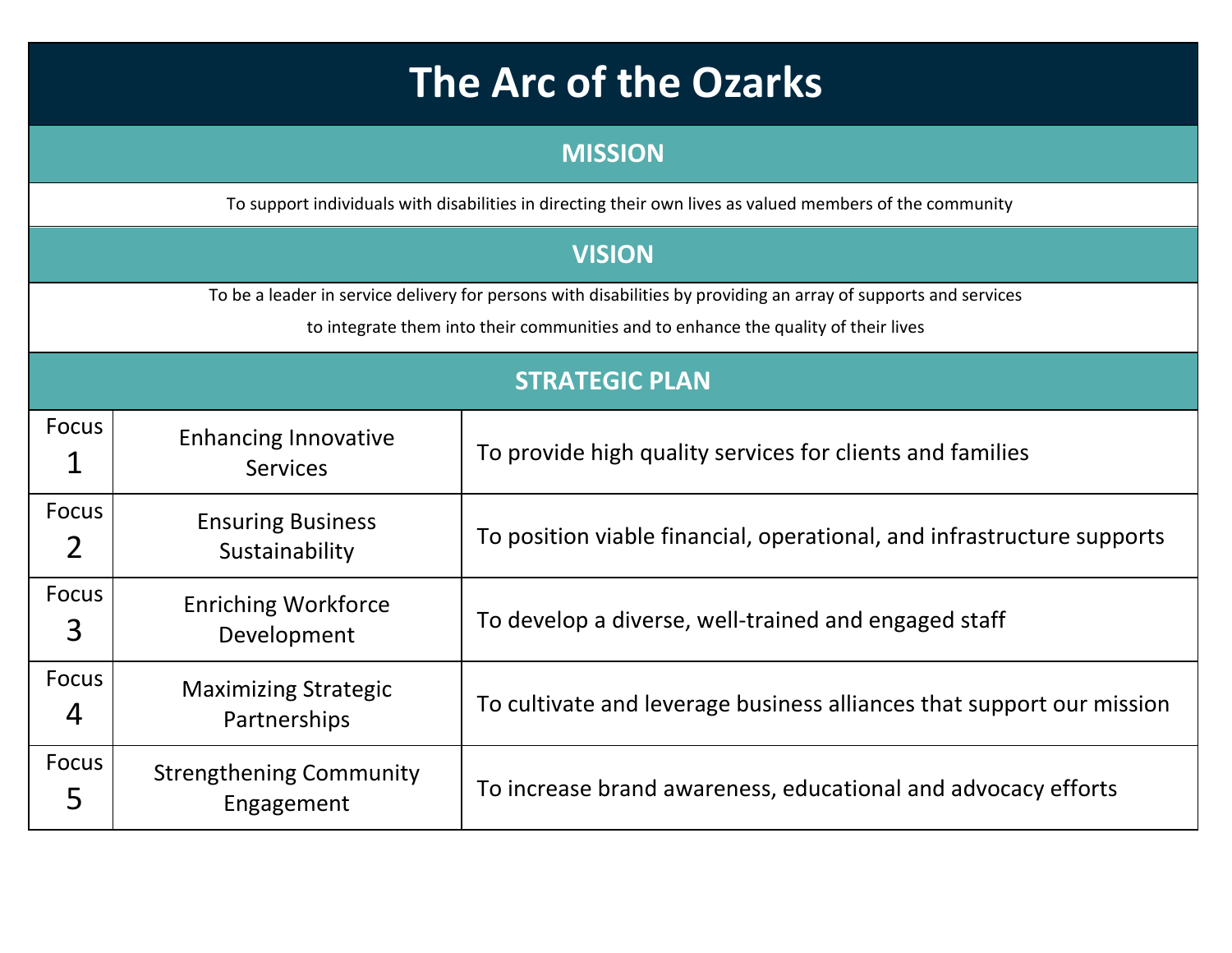# The Arc of the Ozarks

## MISSION

To support individuals with disabilities in directing their own lives as valued members of the community

## VISION

To be a leader in service delivery for persons with disabilities by providing an array of supports and services to integrate them into their communities and to enhance the quality of their lives

## STRATEGIC PLAN

| Focus | Area | Goal |
|---|---|---|
| Focus 1 | Enhancing Innovative Services | To provide high quality services for clients and families |
| Focus 2 | Ensuring Business Sustainability | To position viable financial, operational, and infrastructure supports |
| Focus 3 | Enriching Workforce Development | To develop a diverse, well-trained and engaged staff |
| Focus 4 | Maximizing Strategic Partnerships | To cultivate and leverage business alliances that support our mission |
| Focus 5 | Strengthening Community Engagement | To increase brand awareness, educational and advocacy efforts |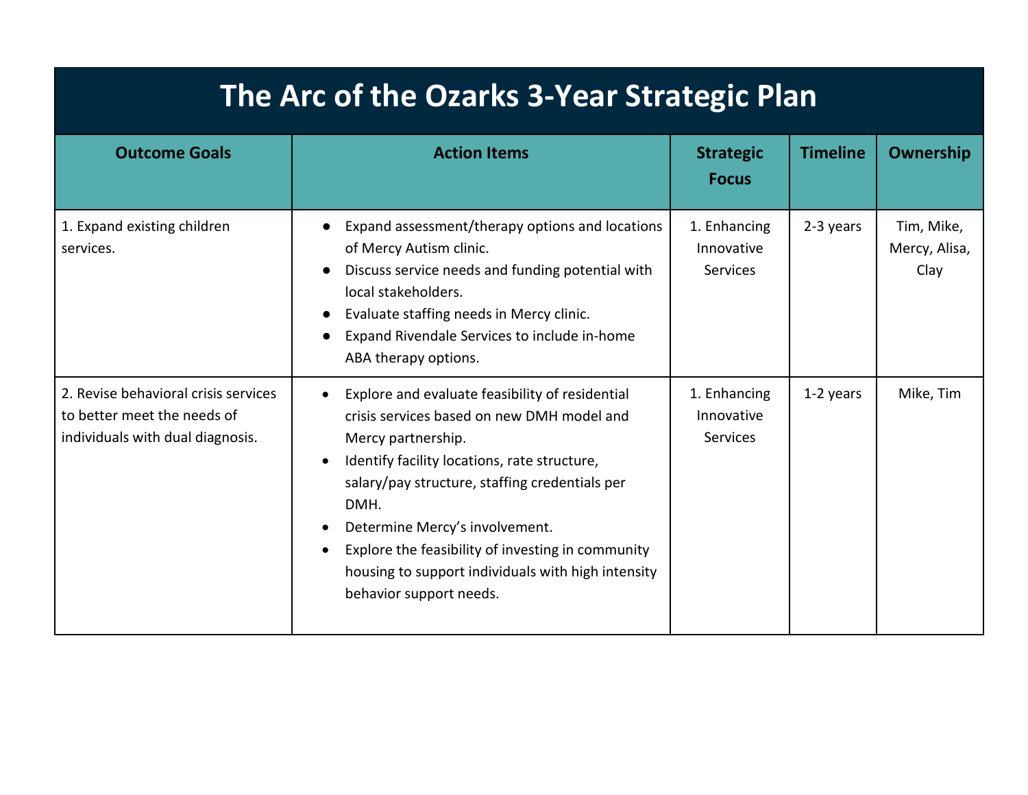# The Arc of the Ozarks 3-Year Strategic Plan

| Outcome Goals | Action Items | Strategic Focus | Timeline | Ownership |
|---|---|---|---|---|
| 1. Expand existing children services. | • Expand assessment/therapy options and locations of Mercy Autism clinic.<br>• Discuss service needs and funding potential with local stakeholders.<br>• Evaluate staffing needs in Mercy clinic.<br>• Expand Rivendale Services to include in-home ABA therapy options. | 1. Enhancing Innovative Services | 2-3 years | Tim, Mike, Mercy, Alisa, Clay |
| 2. Revise behavioral crisis services to better meet the needs of individuals with dual diagnosis. | • Explore and evaluate feasibility of residential crisis services based on new DMH model and Mercy partnership.<br>• Identify facility locations, rate structure, salary/pay structure, staffing credentials per DMH.<br>• Determine Mercy's involvement.<br>• Explore the feasibility of investing in community housing to support individuals with high intensity behavior support needs. | 1. Enhancing Innovative Services | 1-2 years | Mike, Tim |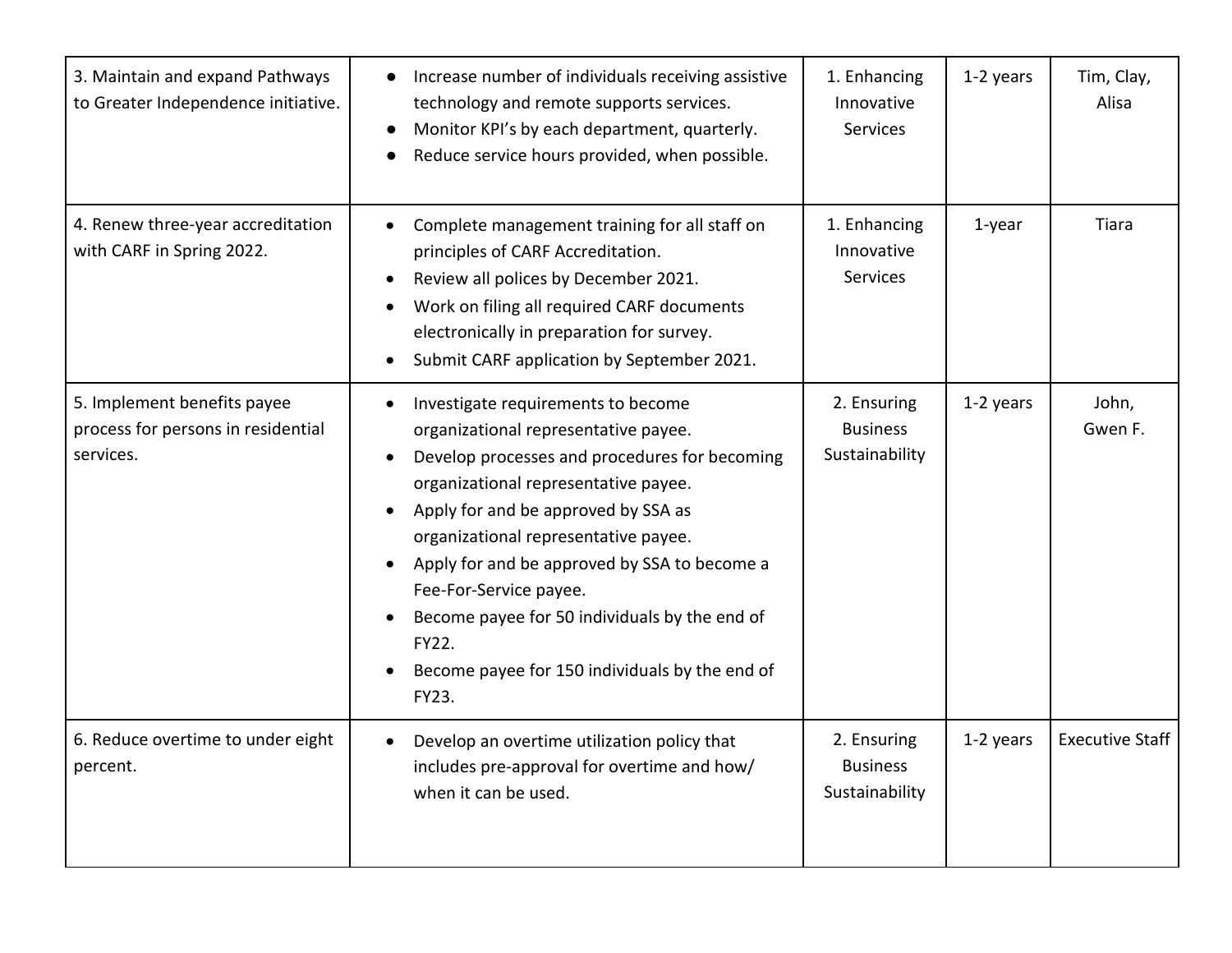| | | | | |
|---|---|---|---|---|
| 3. Maintain and expand Pathways to Greater Independence initiative. | • Increase number of individuals receiving assistive technology and remote supports services.<br>• Monitor KPI's by each department, quarterly.<br>• Reduce service hours provided, when possible. | 1. Enhancing Innovative Services | 1-2 years | Tim, Clay, Alisa |
| 4. Renew three-year accreditation with CARF in Spring 2022. | • Complete management training for all staff on principles of CARF Accreditation.<br>• Review all polices by December 2021.<br>• Work on filing all required CARF documents electronically in preparation for survey.<br>• Submit CARF application by September 2021. | 1. Enhancing Innovative Services | 1-year | Tiara |
| 5. Implement benefits payee process for persons in residential services. | • Investigate requirements to become organizational representative payee.<br>• Develop processes and procedures for becoming organizational representative payee.<br>• Apply for and be approved by SSA as organizational representative payee.<br>• Apply for and be approved by SSA to become a Fee-For-Service payee.<br>• Become payee for 50 individuals by the end of FY22.<br>• Become payee for 150 individuals by the end of FY23. | 2. Ensuring Business Sustainability | 1-2 years | John, Gwen F. |
| 6. Reduce overtime to under eight percent. | • Develop an overtime utilization policy that includes pre-approval for overtime and how/ when it can be used. | 2. Ensuring Business Sustainability | 1-2 years | Executive Staff |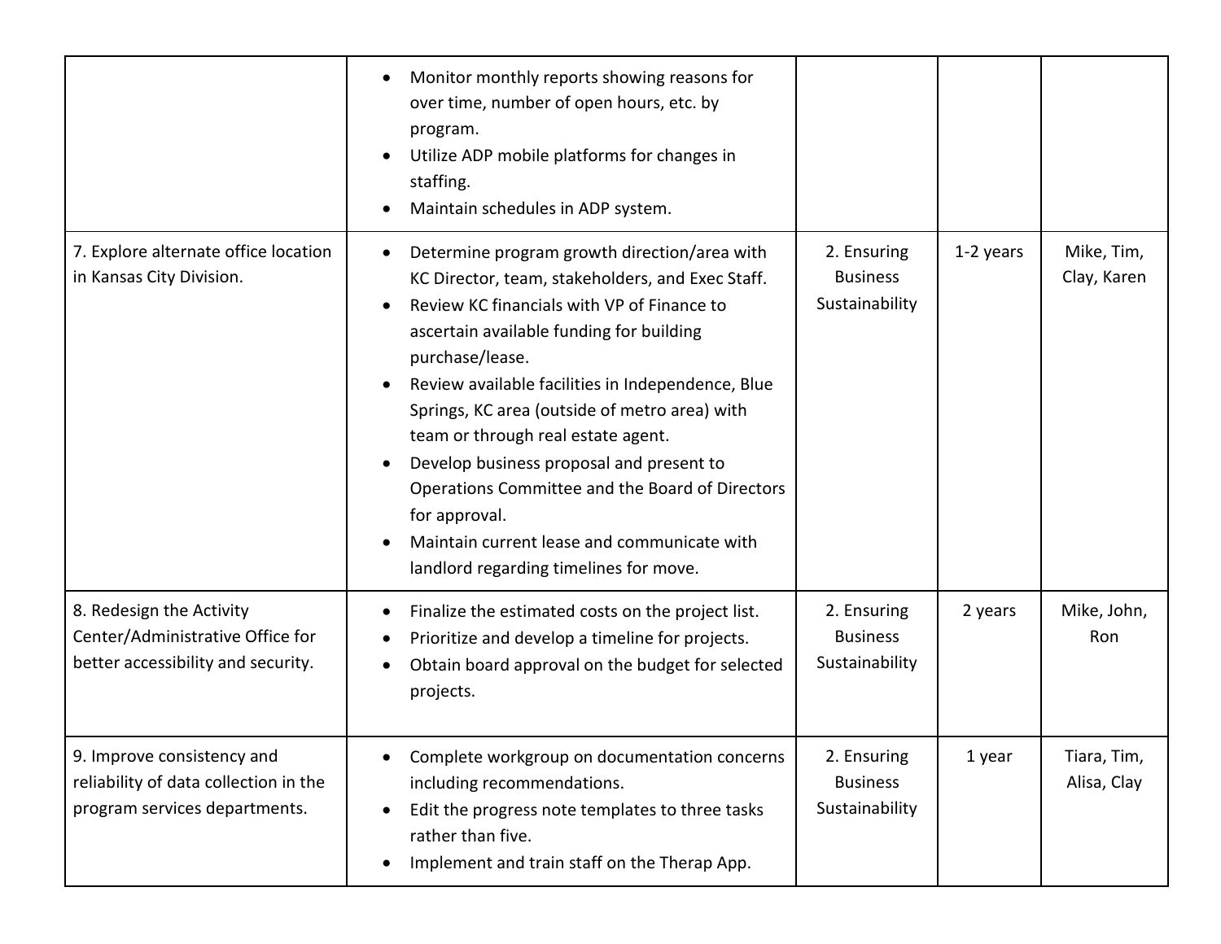| | | | | |
|---|---|---|---|---|
| | • Monitor monthly reports showing reasons for over time, number of open hours, etc. by program.<br>• Utilize ADP mobile platforms for changes in staffing.<br>• Maintain schedules in ADP system. | | | |
| 7. Explore alternate office location in Kansas City Division. | • Determine program growth direction/area with KC Director, team, stakeholders, and Exec Staff.<br>• Review KC financials with VP of Finance to ascertain available funding for building purchase/lease.<br>• Review available facilities in Independence, Blue Springs, KC area (outside of metro area) with team or through real estate agent.<br>• Develop business proposal and present to Operations Committee and the Board of Directors for approval.<br>• Maintain current lease and communicate with landlord regarding timelines for move. | 2. Ensuring Business Sustainability | 1-2 years | Mike, Tim, Clay, Karen |
| 8. Redesign the Activity Center/Administrative Office for better accessibility and security. | • Finalize the estimated costs on the project list.<br>• Prioritize and develop a timeline for projects.<br>• Obtain board approval on the budget for selected projects. | 2. Ensuring Business Sustainability | 2 years | Mike, John, Ron |
| 9. Improve consistency and reliability of data collection in the program services departments. | • Complete workgroup on documentation concerns including recommendations.<br>• Edit the progress note templates to three tasks rather than five.<br>• Implement and train staff on the Therap App. | 2. Ensuring Business Sustainability | 1 year | Tiara, Tim, Alisa, Clay |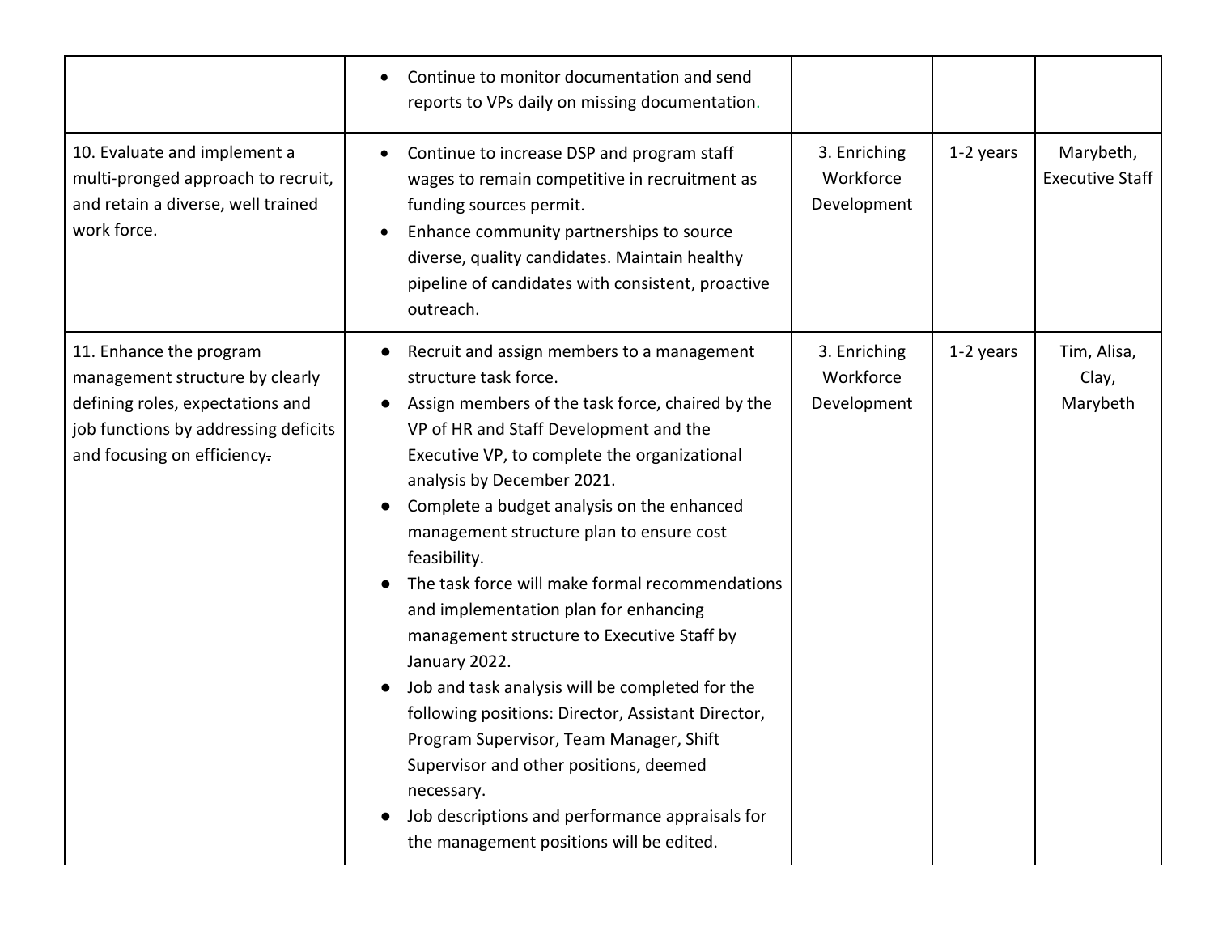| | | | | |
|---|---|---|---|---|
| | • Continue to monitor documentation and send reports to VPs daily on missing documentation. | | | |
| 10. Evaluate and implement a multi-pronged approach to recruit, and retain a diverse, well trained work force. | • Continue to increase DSP and program staff wages to remain competitive in recruitment as funding sources permit.<br>• Enhance community partnerships to source diverse, quality candidates. Maintain healthy pipeline of candidates with consistent, proactive outreach. | 3. Enriching Workforce Development | 1-2 years | Marybeth, Executive Staff |
| 11. Enhance the program management structure by clearly defining roles, expectations and job functions by addressing deficits and focusing on efficiency. | ● Recruit and assign members to a management structure task force.<br>● Assign members of the task force, chaired by the VP of HR and Staff Development and the Executive VP, to complete the organizational analysis by December 2021.<br>● Complete a budget analysis on the enhanced management structure plan to ensure cost feasibility.<br>● The task force will make formal recommendations and implementation plan for enhancing management structure to Executive Staff by January 2022.<br>● Job and task analysis will be completed for the following positions: Director, Assistant Director, Program Supervisor, Team Manager, Shift Supervisor and other positions, deemed necessary.<br>● Job descriptions and performance appraisals for the management positions will be edited. | 3. Enriching Workforce Development | 1-2 years | Tim, Alisa, Clay, Marybeth |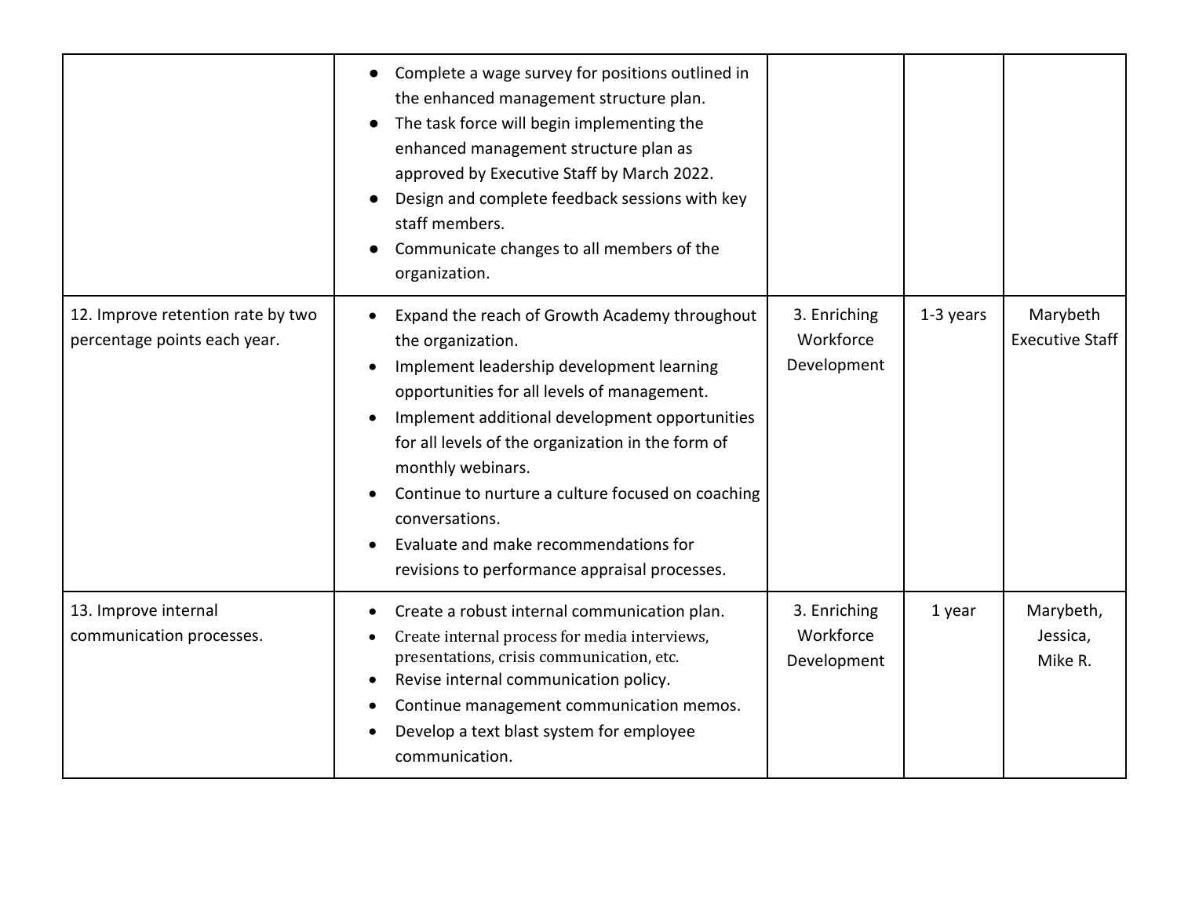| | | | | |
|---|---|---|---|---|
| | • Complete a wage survey for positions outlined in the enhanced management structure plan.<br>• The task force will begin implementing the enhanced management structure plan as approved by Executive Staff by March 2022.<br>• Design and complete feedback sessions with key staff members.<br>• Communicate changes to all members of the organization. | | | |
| 12. Improve retention rate by two percentage points each year. | • Expand the reach of Growth Academy throughout the organization.<br>• Implement leadership development learning opportunities for all levels of management.<br>• Implement additional development opportunities for all levels of the organization in the form of monthly webinars.<br>• Continue to nurture a culture focused on coaching conversations.<br>• Evaluate and make recommendations for revisions to performance appraisal processes. | 3. Enriching Workforce Development | 1-3 years | Marybeth Executive Staff |
| 13. Improve internal communication processes. | • Create a robust internal communication plan.<br>• Create internal process for media interviews, presentations, crisis communication, etc.<br>• Revise internal communication policy.<br>• Continue management communication memos.<br>• Develop a text blast system for employee communication. | 3. Enriching Workforce Development | 1 year | Marybeth, Jessica, Mike R. |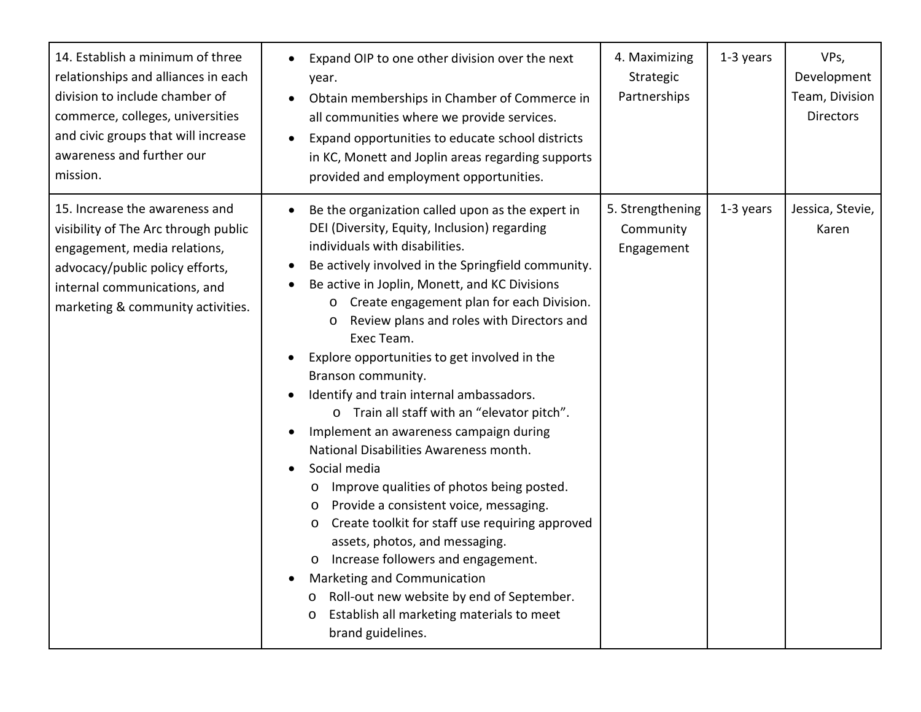| | | | | |
|---|---|---|---|---|
| 14. Establish a minimum of three relationships and alliances in each division to include chamber of commerce, colleges, universities and civic groups that will increase awareness and further our mission. | • Expand OIP to one other division over the next year.<br>• Obtain memberships in Chamber of Commerce in all communities where we provide services.<br>• Expand opportunities to educate school districts in KC, Monett and Joplin areas regarding supports provided and employment opportunities. | 4. Maximizing Strategic Partnerships | 1-3 years | VPs, Development Team, Division Directors |
| 15. Increase the awareness and visibility of The Arc through public engagement, media relations, advocacy/public policy efforts, internal communications, and marketing & community activities. | • Be the organization called upon as the expert in DEI (Diversity, Equity, Inclusion) regarding individuals with disabilities.<br>• Be actively involved in the Springfield community.<br>• Be active in Joplin, Monett, and KC Divisions<br>  o Create engagement plan for each Division.<br>  o Review plans and roles with Directors and Exec Team.<br>• Explore opportunities to get involved in the Branson community.<br>• Identify and train internal ambassadors.<br>  o Train all staff with an "elevator pitch".<br>• Implement an awareness campaign during National Disabilities Awareness month.<br>• Social media<br>  o Improve qualities of photos being posted.<br>  o Provide a consistent voice, messaging.<br>  o Create toolkit for staff use requiring approved assets, photos, and messaging.<br>  o Increase followers and engagement.<br>• Marketing and Communication<br>  o Roll-out new website by end of September.<br>  o Establish all marketing materials to meet brand guidelines. | 5. Strengthening Community Engagement | 1-3 years | Jessica, Stevie, Karen |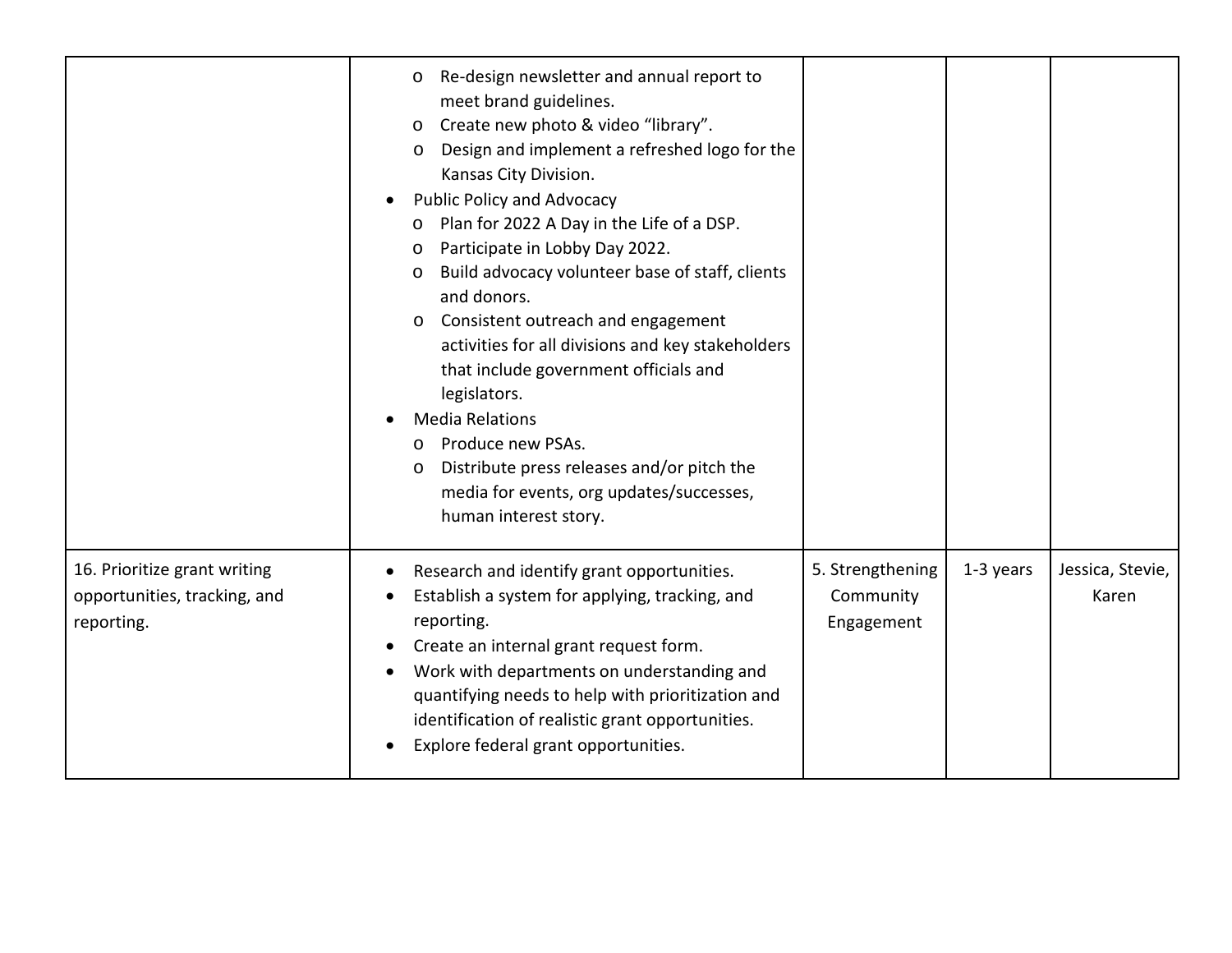| | | | | |
|---|---|---|---|---|
| | <ul><li>Re-design newsletter and annual report to meet brand guidelines.</li><li>Create new photo & video "library".</li><li>Design and implement a refreshed logo for the Kansas City Division.</li></ul><ul><li>Public Policy and Advocacy<ul><li>Plan for 2022 A Day in the Life of a DSP.</li><li>Participate in Lobby Day 2022.</li><li>Build advocacy volunteer base of staff, clients and donors.</li><li>Consistent outreach and engagement activities for all divisions and key stakeholders that include government officials and legislators.</li></ul></li><li>Media Relations<ul><li>Produce new PSAs.</li><li>Distribute press releases and/or pitch the media for events, org updates/successes, human interest story.</li></ul></li></ul> | | | |
| 16. Prioritize grant writing opportunities, tracking, and reporting. | <ul><li>Research and identify grant opportunities.</li><li>Establish a system for applying, tracking, and reporting.</li><li>Create an internal grant request form.</li><li>Work with departments on understanding and quantifying needs to help with prioritization and identification of realistic grant opportunities.</li><li>Explore federal grant opportunities.</li></ul> | 5. Strengthening Community Engagement | 1-3 years | Jessica, Stevie, Karen |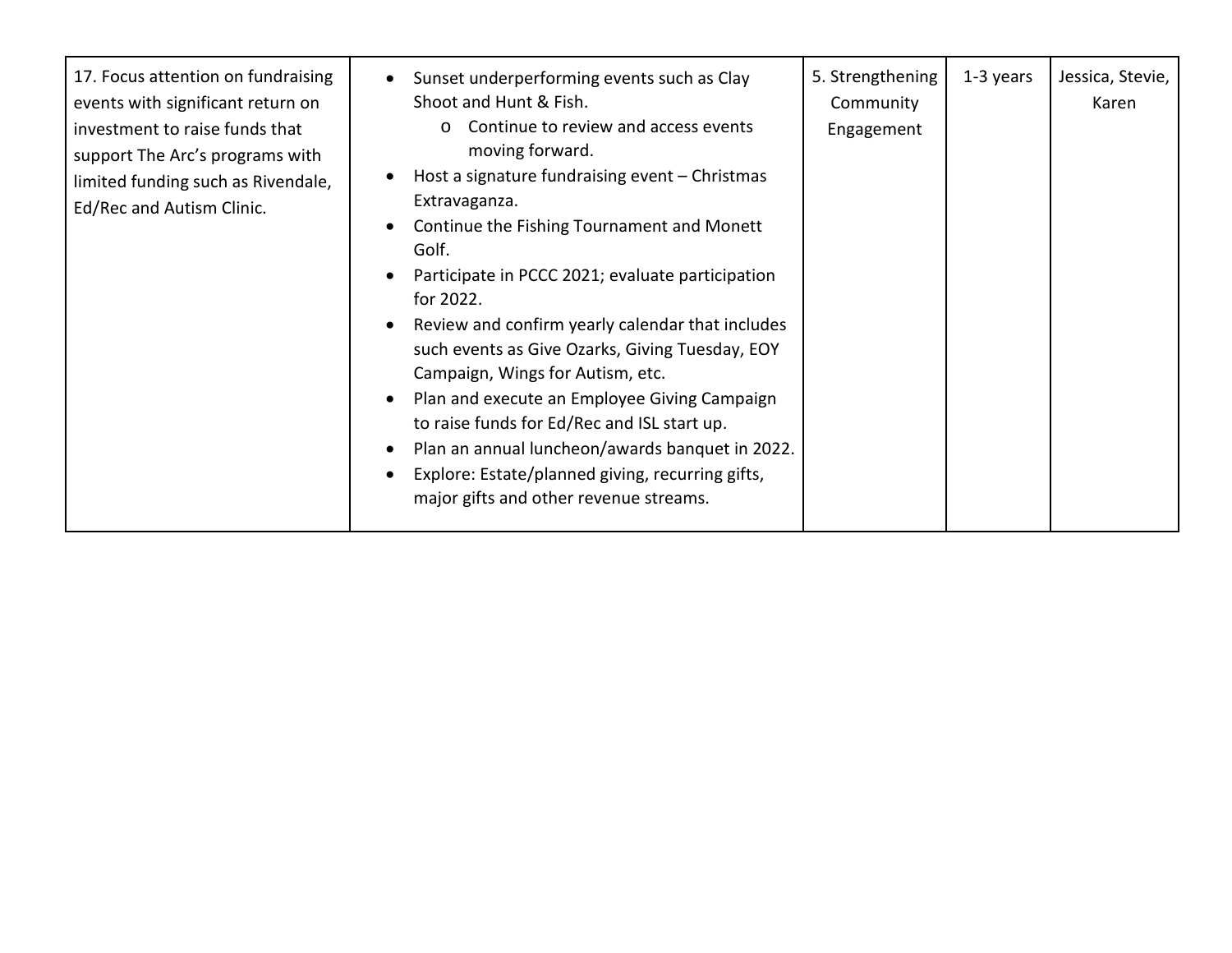| | | | | |
|---|---|---|---|---|
| 17. Focus attention on fundraising events with significant return on investment to raise funds that support The Arc's programs with limited funding such as Rivendale, Ed/Rec and Autism Clinic. | • Sunset underperforming events such as Clay Shoot and Hunt & Fish.<br>  o Continue to review and access events moving forward.<br>• Host a signature fundraising event – Christmas Extravaganza.<br>• Continue the Fishing Tournament and Monett Golf.<br>• Participate in PCCC 2021; evaluate participation for 2022.<br>• Review and confirm yearly calendar that includes such events as Give Ozarks, Giving Tuesday, EOY Campaign, Wings for Autism, etc.<br>• Plan and execute an Employee Giving Campaign to raise funds for Ed/Rec and ISL start up.<br>• Plan an annual luncheon/awards banquet in 2022.<br>• Explore: Estate/planned giving, recurring gifts, major gifts and other revenue streams. | 5. Strengthening Community Engagement | 1-3 years | Jessica, Stevie, Karen |